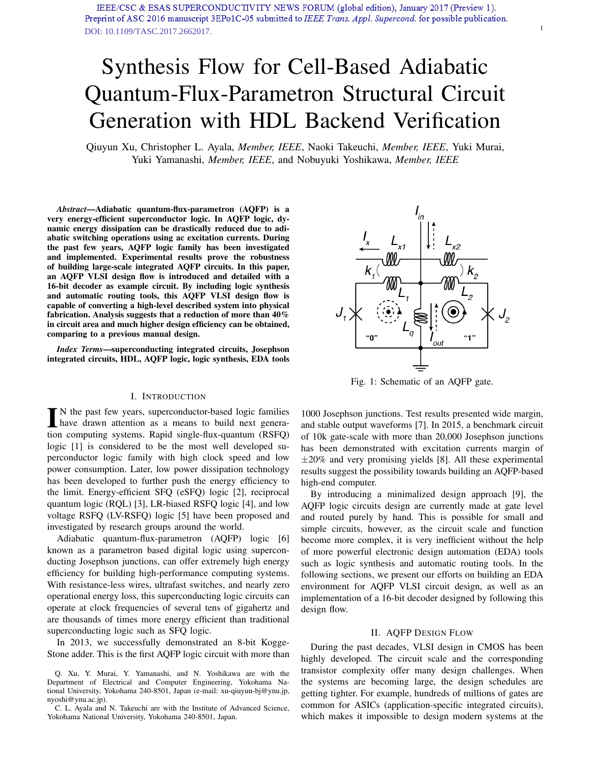IEEE/CSC & ESAS SUPERCONDUCTIVITY NEWS FORUM (global edition), January 2017 (Preview 1).
Preprint of ASC 2016 manuscript 3EPo1C-05 submitted to *IEEE Trans. Appl. Supercond.* for possible publication.
DOI: 10.1109/TASC.2017.2662017.

# Synthesis Flow for Cell-Based Adiabatic Quantum-Flux-Parametron Structural Circuit Generation with HDL Backend Verification

Qiuyun Xu, Christopher L. Ayala, *Member, IEEE*, Naoki Takeuchi, *Member, IEEE*, Yuki Murai, Yuki Yamanashi, *Member, IEEE*, and Nobuyuki Yoshikawa, *Member, IEEE*

***Abstract*—Adiabatic quantum-flux-parametron (AQFP) is a very energy-efficient superconductor logic. In AQFP logic, dynamic energy dissipation can be drastically reduced due to adiabatic switching operations using ac excitation currents. During the past few years, AQFP logic family has been investigated and implemented. Experimental results prove the robustness of building large-scale integrated AQFP circuits. In this paper, an AQFP VLSI design flow is introduced and detailed with a 16-bit decoder as example circuit. By including logic synthesis and automatic routing tools, this AQFP VLSI design flow is capable of converting a high-level described system into physical fabrication. Analysis suggests that a reduction of more than 40% in circuit area and much higher design efficiency can be obtained, comparing to a previous manual design.**

***Index Terms*—superconducting integrated circuits, Josephson integrated circuits, HDL, AQFP logic, logic synthesis, EDA tools**

Fig. 1: Schematic of an AQFP gate.

## I. Introduction

In the past few years, superconductor-based logic families have drawn attention as a means to build next generation computing systems. Rapid single-flux-quantum (RSFQ) logic [1] is considered to be the most well developed superconductor logic family with high clock speed and low power consumption. Later, low power dissipation technology has been developed to further push the energy efficiency to the limit. Energy-efficient SFQ (eSFQ) logic [2], reciprocal quantum logic (RQL) [3], LR-biased RSFQ logic [4], and low voltage RSFQ (LV-RSFQ) logic [5] have been proposed and investigated by research groups around the world.

Adiabatic quantum-flux-parametron (AQFP) logic [6] known as a parametron based digital logic using superconducting Josephson junctions, can offer extremely high energy efficiency for building high-performance computing systems. With resistance-less wires, ultrafast switches, and nearly zero operational energy loss, this superconducting logic circuits can operate at clock frequencies of several tens of gigahertz and are thousands of times more energy efficient than traditional superconducting logic such as SFQ logic.

In 2013, we successfully demonstrated an 8-bit Kogge-Stone adder. This is the first AQFP logic circuit with more than 1000 Josephson junctions. Test results presented wide margin, and stable output waveforms [7]. In 2015, a benchmark circuit of 10k gate-scale with more than 20,000 Josephson junctions has been demonstrated with excitation currents margin of ±20% and very promising yields [8]. All these experimental results suggest the possibility towards building an AQFP-based high-end computer.

By introducing a minimalized design approach [9], the AQFP logic circuits design are currently made at gate level and routed purely by hand. This is possible for small and simple circuits, however, as the circuit scale and function become more complex, it is very inefficient without the help of more powerful electronic design automation (EDA) tools such as logic synthesis and automatic routing tools. In the following sections, we present our efforts on building an EDA environment for AQFP VLSI circuit design, as well as an implementation of a 16-bit decoder designed by following this design flow.

## II. AQFP Design Flow

During the past decades, VLSI design in CMOS has been highly developed. The circuit scale and the corresponding transistor complexity offer many design challenges. When the systems are becoming large, the design schedules are getting tighter. For example, hundreds of millions of gates are common for ASICs (application-specific integrated circuits), which makes it impossible to design modern systems at the

Q. Xu, Y. Murai, Y. Yamanashi, and N. Yoshikawa are with the Department of Electrical and Computer Engineering, Yokohama National University, Yokohama 240-8501, Japan (e-mail: xu-qiuyun-bj@ynu.jp, nyoshi@ynu.ac.jp).

C. L. Ayala and N. Takeuchi are with the Institute of Advanced Science, Yokohama National University, Yokohama 240-8501, Japan.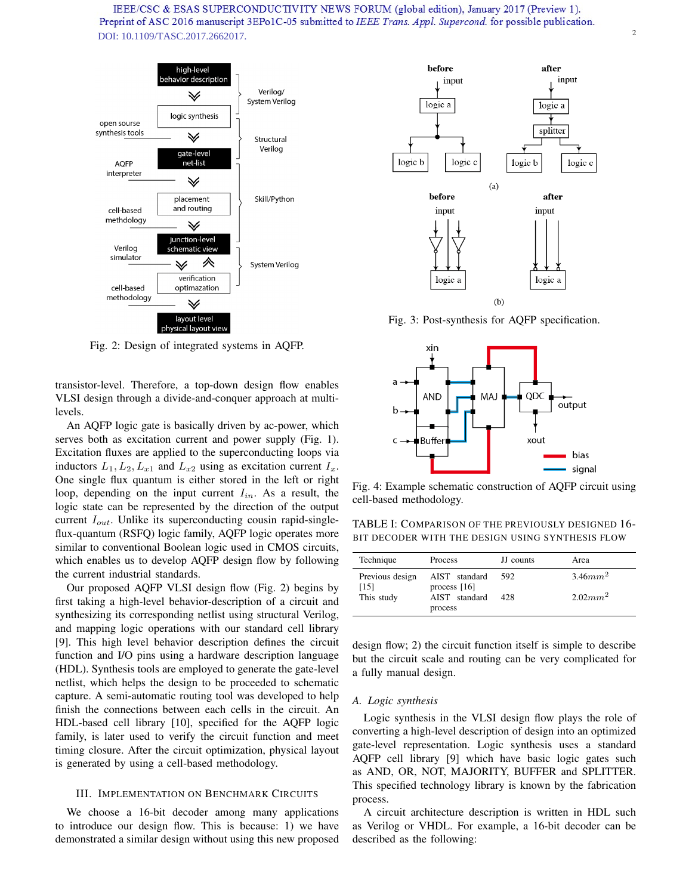Fig. 2: Design of integrated systems in AQFP.

transistor-level. Therefore, a top-down design flow enables VLSI design through a divide-and-conquer approach at multi-levels.

An AQFP logic gate is basically driven by ac-power, which serves both as excitation current and power supply (Fig. 1). Excitation fluxes are applied to the superconducting loops via inductors $L_1, L_2, L_{x1}$ and $L_{x2}$ using as excitation current $I_x$. One single flux quantum is either stored in the left or right loop, depending on the input current $I_{in}$. As a result, the logic state can be represented by the direction of the output current $I_{out}$. Unlike its superconducting cousin rapid-single-flux-quantum (RSFQ) logic family, AQFP logic operates more similar to conventional Boolean logic used in CMOS circuits, which enables us to develop AQFP design flow by following the current industrial standards.

Our proposed AQFP VLSI design flow (Fig. 2) begins by first taking a high-level behavior-description of a circuit and synthesizing its corresponding netlist using structural Verilog, and mapping logic operations with our standard cell library [9]. This high level behavior description defines the circuit function and I/O pins using a hardware description language (HDL). Synthesis tools are employed to generate the gate-level netlist, which helps the design to be proceeded to schematic capture. A semi-automatic routing tool was developed to help finish the connections between each cells in the circuit. An HDL-based cell library [10], specified for the AQFP logic family, is later used to verify the circuit function and meet timing closure. After the circuit optimization, physical layout is generated by using a cell-based methodology.

## III. Implementation on Benchmark Circuits

We choose a 16-bit decoder among many applications to introduce our design flow. This is because: 1) we have demonstrated a similar design without using this new proposed design flow; 2) the circuit function itself is simple to describe but the circuit scale and routing can be very complicated for a fully manual design.

Fig. 3: Post-synthesis for AQFP specification.

Fig. 4: Example schematic construction of AQFP circuit using cell-based methodology.

TABLE I: Comparison of the previously designed 16-bit decoder with the design using synthesis flow

| Technique | Process | JJ counts | Area |
|---|---|---|---|
| Previous design [15] | AIST standard process [16] | 592 | $3.46mm^2$ |
| This study | AIST standard process | 428 | $2.02mm^2$ |

### A. Logic synthesis

Logic synthesis in the VLSI design flow plays the role of converting a high-level description of design into an optimized gate-level representation. Logic synthesis uses a standard AQFP cell library [9] which have basic logic gates such as AND, OR, NOT, MAJORITY, BUFFER and SPLITTER. This specified technology library is known by the fabrication process.

A circuit architecture description is written in HDL such as Verilog or VHDL. For example, a 16-bit decoder can be described as the following: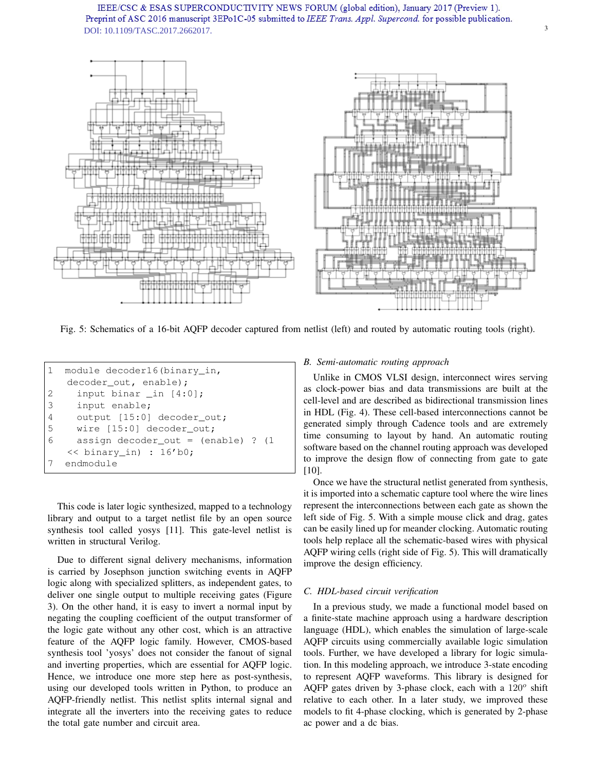Fig. 5: Schematics of a 16-bit AQFP decoder captured from netlist (left) and routed by automatic routing tools (right).

```
1  module decoder16(binary_in,
   decoder_out, enable);
2    input binar _in [4:0];
3    input enable;
4    output [15:0] decoder_out;
5    wire [15:0] decoder_out;
6    assign decoder_out = (enable) ? (1
   << binary_in) : 16'b0;
7  endmodule
```

This code is later logic synthesized, mapped to a technology library and output to a target netlist file by an open source synthesis tool called yosys [11]. This gate-level netlist is written in structural Verilog.

Due to different signal delivery mechanisms, information is carried by Josephson junction switching events in AQFP logic along with specialized splitters, as independent gates, to deliver one single output to multiple receiving gates (Figure 3). On the other hand, it is easy to invert a normal input by negating the coupling coefficient of the output transformer of the logic gate without any other cost, which is an attractive feature of the AQFP logic family. However, CMOS-based synthesis tool 'yosys' does not consider the fanout of signal and inverting properties, which are essential for AQFP logic. Hence, we introduce one more step here as post-synthesis, using our developed tools written in Python, to produce an AQFP-friendly netlist. This netlist splits internal signal and integrate all the inverters into the receiving gates to reduce the total gate number and circuit area.

### *B. Semi-automatic routing approach*

Unlike in CMOS VLSI design, interconnect wires serving as clock-power bias and data transmissions are built at the cell-level and are described as bidirectional transmission lines in HDL (Fig. 4). These cell-based interconnections cannot be generated simply through Cadence tools and are extremely time consuming to layout by hand. An automatic routing software based on the channel routing approach was developed to improve the design flow of connecting from gate to gate [10].

Once we have the structural netlist generated from synthesis, it is imported into a schematic capture tool where the wire lines represent the interconnections between each gate as shown the left side of Fig. 5. With a simple mouse click and drag, gates can be easily lined up for meander clocking. Automatic routing tools help replace all the schematic-based wires with physical AQFP wiring cells (right side of Fig. 5). This will dramatically improve the design efficiency.

### *C. HDL-based circuit verification*

In a previous study, we made a functional model based on a finite-state machine approach using a hardware description language (HDL), which enables the simulation of large-scale AQFP circuits using commercially available logic simulation tools. Further, we have developed a library for logic simulation. In this modeling approach, we introduce 3-state encoding to represent AQFP waveforms. This library is designed for AQFP gates driven by 3-phase clock, each with a $120^o$ shift relative to each other. In a later study, we improved these models to fit 4-phase clocking, which is generated by 2-phase ac power and a dc bias.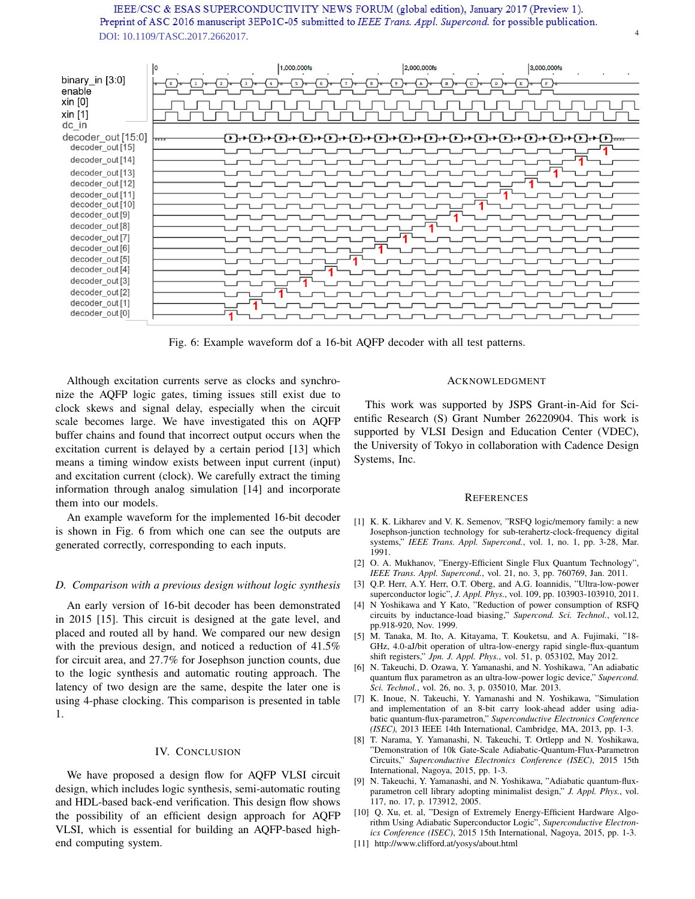Fig. 6: Example waveform dof a 16-bit AQFP decoder with all test patterns.

Although excitation currents serve as clocks and synchronize the AQFP logic gates, timing issues still exist due to clock skews and signal delay, especially when the circuit scale becomes large. We have investigated this on AQFP buffer chains and found that incorrect output occurs when the excitation current is delayed by a certain period [13] which means a timing window exists between input current (input) and excitation current (clock). We carefully extract the timing information through analog simulation [14] and incorporate them into our models.

An example waveform for the implemented 16-bit decoder is shown in Fig. 6 from which one can see the outputs are generated correctly, corresponding to each inputs.

### D. Comparison with a previous design without logic synthesis

An early version of 16-bit decoder has been demonstrated in 2015 [15]. This circuit is designed at the gate level, and placed and routed all by hand. We compared our new design with the previous design, and noticed a reduction of 41.5% for circuit area, and 27.7% for Josephson junction counts, due to the logic synthesis and automatic routing approach. The latency of two design are the same, despite the later one is using 4-phase clocking. This comparison is presented in table 1.

## IV. Conclusion

We have proposed a design flow for AQFP VLSI circuit design, which includes logic synthesis, semi-automatic routing and HDL-based back-end verification. This design flow shows the possibility of an efficient design approach for AQFP VLSI, which is essential for building an AQFP-based high-end computing system.

## Acknowledgment

This work was supported by JSPS Grant-in-Aid for Scientific Research (S) Grant Number 26220904. This work is supported by VLSI Design and Education Center (VDEC), the University of Tokyo in collaboration with Cadence Design Systems, Inc.

## References

[1] K. K. Likharev and V. K. Semenov, "RSFQ logic/memory family: a new Josephson-junction technology for sub-terahertz-clock-frequency digital systems," *IEEE Trans. Appl. Supercond.*, vol. 1, no. 1, pp. 3-28, Mar. 1991.

[2] O. A. Mukhanov, "Energy-Efficient Single Flux Quantum Technology", *IEEE Trans. Appl. Supercond.*, vol. 21, no. 3, pp. 760769, Jan. 2011.

[3] Q.P. Herr, A.Y. Herr, O.T. Oberg, and A.G. Ioannidis, "Ultra-low-power superconductor logic", *J. Appl. Phys.*, vol. 109, pp. 103903-103910, 2011.

[4] N Yoshikawa and Y Kato, "Reduction of power consumption of RSFQ circuits by inductance-load biasing," *Supercond. Sci. Technol.*, vol.12, pp.918-920, Nov. 1999.

[5] M. Tanaka, M. Ito, A. Kitayama, T. Kouketsu, and A. Fujimaki, "18-GHz, 4.0-aJ/bit operation of ultra-low-energy rapid single-flux-quantum shift registers," *Jpn. J. Appl. Phys.*, vol. 51, p. 053102, May 2012.

[6] N. Takeuchi, D. Ozawa, Y. Yamanashi, and N. Yoshikawa, "An adiabatic quantum flux parametron as an ultra-low-power logic device," *Supercond. Sci. Technol.*, vol. 26, no. 3, p. 035010, Mar. 2013.

[7] K. Inoue, N. Takeuchi, Y. Yamanashi and N. Yoshikawa, "Simulation and implementation of an 8-bit carry look-ahead adder using adiabatic quantum-flux-parametron," *Superconductive Electronics Conference (ISEC)*, 2013 IEEE 14th International, Cambridge, MA, 2013, pp. 1-3.

[8] T. Narama, Y. Yamanashi, N. Takeuchi, T. Ortlepp and N. Yoshikawa, "Demonstration of 10k Gate-Scale Adiabatic-Quantum-Flux-Parametron Circuits," *Superconductive Electronics Conference (ISEC)*, 2015 15th International, Nagoya, 2015, pp. 1-3.

[9] N. Takeuchi, Y. Yamanashi, and N. Yoshikawa, "Adiabatic quantum-flux-parametron cell library adopting minimalist design," *J. Appl. Phys.*, vol. 117, no. 17, p. 173912, 2005.

[10] Q. Xu, et. al, "Design of Extremely Energy-Efficient Hardware Algorithm Using Adiabatic Superconductor Logic", *Superconductive Electronics Conference (ISEC)*, 2015 15th International, Nagoya, 2015, pp. 1-3.

[11] http://www.clifford.at/yosys/about.html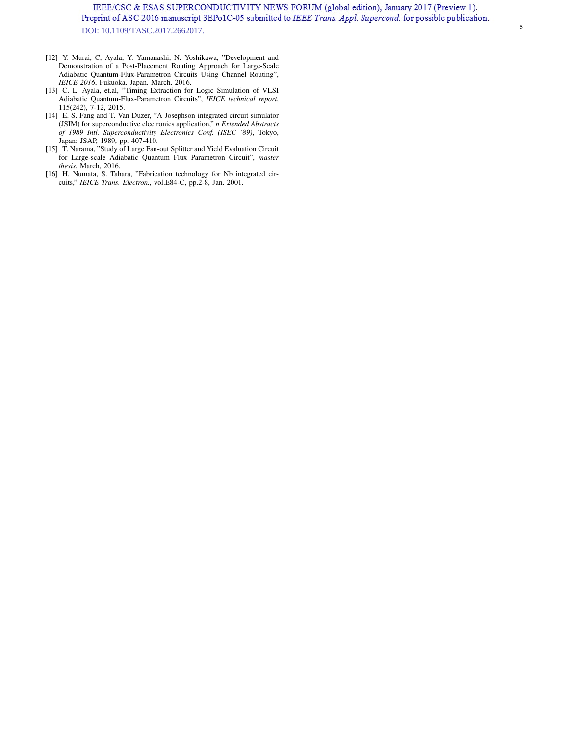[12] Y. Murai, C, Ayala, Y. Yamanashi, N. Yoshikawa, "Development and Demonstration of a Post-Placement Routing Approach for Large-Scale Adiabatic Quantum-Flux-Parametron Circuits Using Channel Routing", *IEICE 2016*, Fukuoka, Japan, March, 2016.

[13] C. L. Ayala, et.al, "Timing Extraction for Logic Simulation of VLSI Adiabatic Quantum-Flux-Parametron Circuits", *IEICE technical report*, 115(242), 7-12, 2015.

[14] E. S. Fang and T. Van Duzer, "A Josephson integrated circuit simulator (JSIM) for superconductive electronics application," *n Extended Abstracts of 1989 Intl. Superconductivity Electronics Conf. (ISEC '89)*, Tokyo, Japan: JSAP, 1989, pp. 407-410.

[15] T. Narama, "Study of Large Fan-out Splitter and Yield Evaluation Circuit for Large-scale Adiabatic Quantum Flux Parametron Circuit", *master thesis*, March, 2016.

[16] H. Numata, S. Tahara, "Fabrication technology for Nb integrated circuits," *IEICE Trans. Electron.*, vol.E84-C, pp.2-8, Jan. 2001.